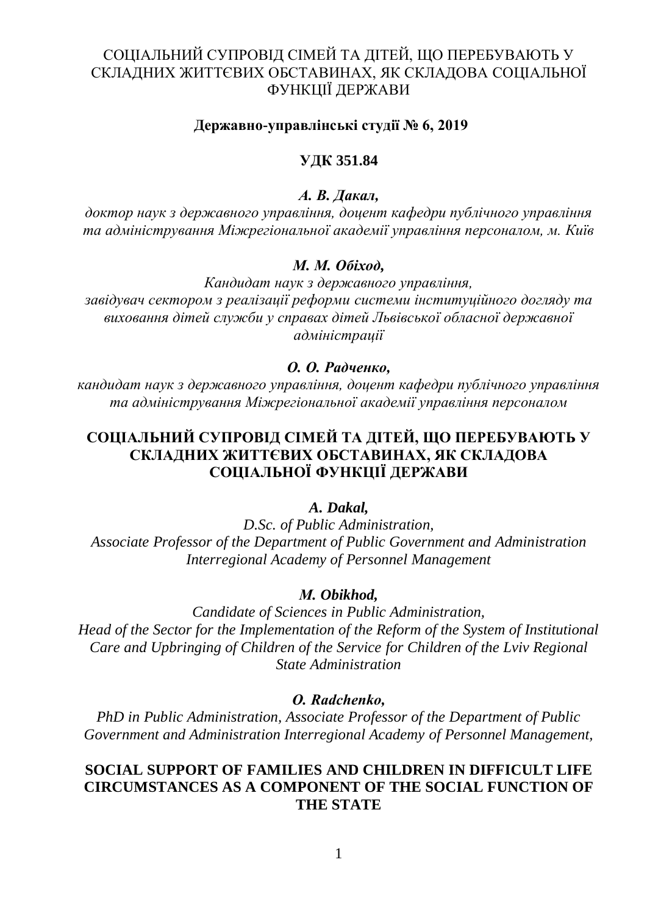СОЦІАЛЬНИЙ СУПРОВІД СІМЕЙ ТА ДІТЕЙ, ЩО ПЕРЕБУВАЮТЬ У СКЛАДНИХ ЖИТТЄВИХ ОБСТАВИНАХ, ЯК СКЛАДОВА СОЦІАЛЬНОЇ ФУНКЦІЇ ДЕРЖАВИ

**Державно-управлінські студії № 6, 2019**

**УДК 351.84**

***А. В. Дакал,***
*доктор наук з державного управління, доцент кафедри публічного управління та адміністрування Міжрегіональної академії управління персоналом, м. Київ*

***М. М. Обіход,***
*Кандидат наук з державного управління, завідувач сектором з реалізації реформи системи інституційного догляду та виховання дітей служби у справах дітей Львівської обласної державної адміністрації*

***О. О. Радченко,***
*кандидат наук з державного управління, доцент кафедри публічного управління та адміністрування Міжрегіональної академії управління персоналом*

# СОЦІАЛЬНИЙ СУПРОВІД СІМЕЙ ТА ДІТЕЙ, ЩО ПЕРЕБУВАЮТЬ У СКЛАДНИХ ЖИТТЄВИХ ОБСТАВИНАХ, ЯК СКЛАДОВА СОЦІАЛЬНОЇ ФУНКЦІЇ ДЕРЖАВИ

***A. Dakal,***
*D.Sc. of Public Administration, Associate Professor of the Department of Public Government and Administration Interregional Academy of Personnel Management*

***M. Obikhod,***
*Candidate of Sciences in Public Administration, Head of the Sector for the Implementation of the Reform of the System of Institutional Care and Upbringing of Children of the Service for Children of the Lviv Regional State Administration*

***O. Radchenko,***
*PhD in Public Administration, Associate Professor of the Department of Public Government and Administration Interregional Academy of Personnel Management,*

# SOCIAL SUPPORT OF FAMILIES AND CHILDREN IN DIFFICULT LIFE CIRCUMSTANCES AS A COMPONENT OF THE SOCIAL FUNCTION OF THE STATE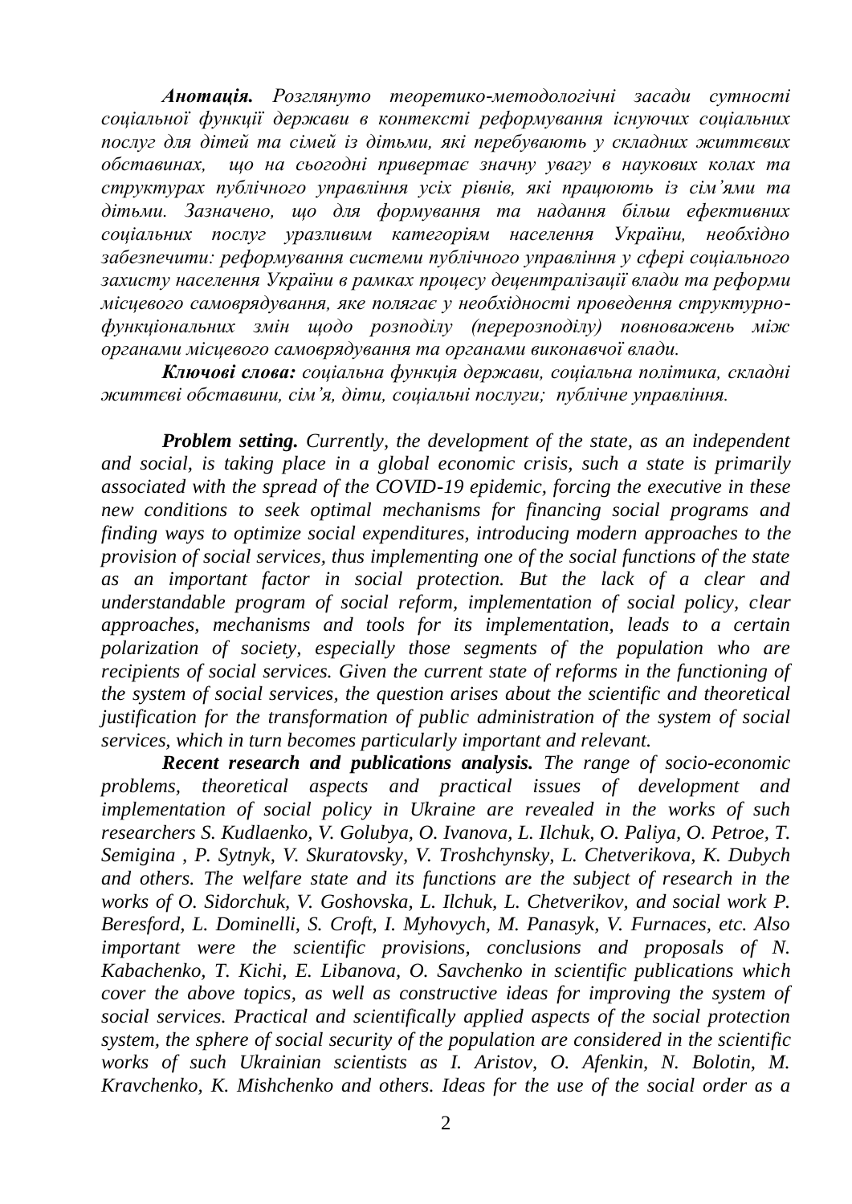***Анотація.*** *Розглянуто теоретико-методологічні засади сутності соціальної функції держави в контексті реформування існуючих соціальних послуг для дітей та сімей із дітьми, які перебувають у складних життєвих обставинах, що на сьогодні привертає значну увагу в наукових колах та структурах публічного управління усіх рівнів, які працюють із сім'ями та дітьми. Зазначено, що для формування та надання більш ефективних соціальних послуг уразливим категоріям населення України, необхідно забезпечити: реформування системи публічного управління у сфері соціального захисту населення України в рамках процесу децентралізації влади та реформи місцевого самоврядування, яке полягає у необхідності проведення структурно-функціональних змін щодо розподілу (перерозподілу) повноважень між органами місцевого самоврядування та органами виконавчої влади.*

***Ключові слова:*** *соціальна функція держави, соціальна політика, складні життєві обставини, сім'я, діти, соціальні послуги; публічне управління.*

***Problem setting.*** *Currently, the development of the state, as an independent and social, is taking place in a global economic crisis, such a state is primarily associated with the spread of the COVID-19 epidemic, forcing the executive in these new conditions to seek optimal mechanisms for financing social programs and finding ways to optimize social expenditures, introducing modern approaches to the provision of social services, thus implementing one of the social functions of the state as an important factor in social protection. But the lack of a clear and understandable program of social reform, implementation of social policy, clear approaches, mechanisms and tools for its implementation, leads to a certain polarization of society, especially those segments of the population who are recipients of social services. Given the current state of reforms in the functioning of the system of social services, the question arises about the scientific and theoretical justification for the transformation of public administration of the system of social services, which in turn becomes particularly important and relevant.*

***Recent research and publications analysis.*** *The range of socio-economic problems, theoretical aspects and practical issues of development and implementation of social policy in Ukraine are revealed in the works of such researchers S. Kudlaenko, V. Golubya, O. Ivanova, L. Ilchuk, O. Paliya, O. Petroe, T. Semigina , P. Sytnyk, V. Skuratovsky, V. Troshchynsky, L. Chetverikova, K. Dubych and others. The welfare state and its functions are the subject of research in the works of O. Sidorchuk, V. Goshovska, L. Ilchuk, L. Chetverikov, and social work P. Beresford, L. Dominelli, S. Croft, I. Myhovych, M. Panasyk, V. Furnaces, etc. Also important were the scientific provisions, conclusions and proposals of N. Kabachenko, T. Kichi, E. Libanova, O. Savchenko in scientific publications which cover the above topics, as well as constructive ideas for improving the system of social services. Practical and scientifically applied aspects of the social protection system, the sphere of social security of the population are considered in the scientific works of such Ukrainian scientists as I. Aristov, O. Afenkin, N. Bolotin, M. Kravchenko, K. Mishchenko and others. Ideas for the use of the social order as a*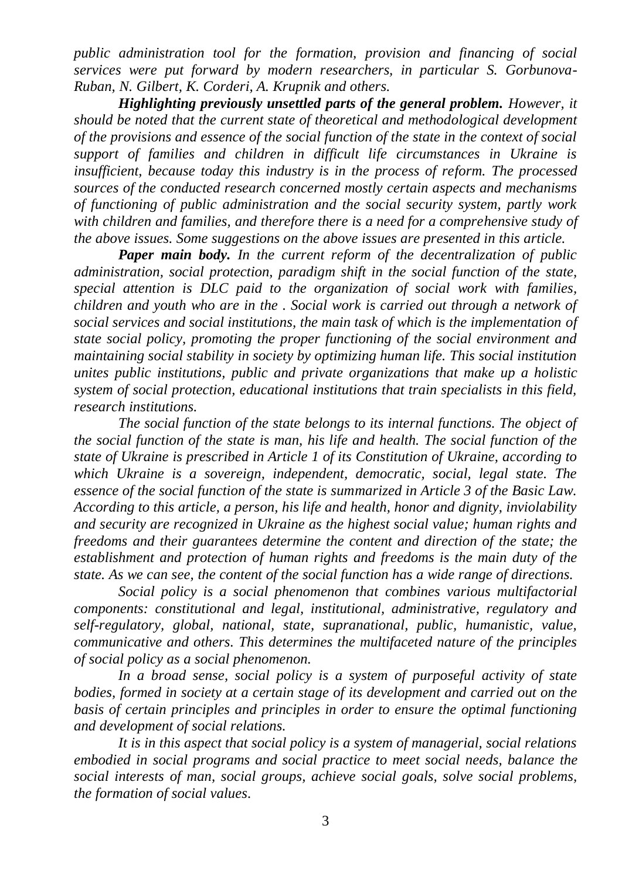*public administration tool for the formation, provision and financing of social services were put forward by modern researchers, in particular S. Gorbunova-Ruban, N. Gilbert, K. Corderi, A. Krupnik and others.*

***Highlighting previously unsettled parts of the general problem.*** *However, it should be noted that the current state of theoretical and methodological development of the provisions and essence of the social function of the state in the context of social support of families and children in difficult life circumstances in Ukraine is insufficient, because today this industry is in the process of reform. The processed sources of the conducted research concerned mostly certain aspects and mechanisms of functioning of public administration and the social security system, partly work with children and families, and therefore there is a need for a comprehensive study of the above issues. Some suggestions on the above issues are presented in this article.*

***Paper main body.*** *In the current reform of the decentralization of public administration, social protection, paradigm shift in the social function of the state, special attention is DLC paid to the organization of social work with families, children and youth who are in the . Social work is carried out through a network of social services and social institutions, the main task of which is the implementation of state social policy, promoting the proper functioning of the social environment and maintaining social stability in society by optimizing human life. This social institution unites public institutions, public and private organizations that make up a holistic system of social protection, educational institutions that train specialists in this field, research institutions.*

*The social function of the state belongs to its internal functions. The object of the social function of the state is man, his life and health. The social function of the state of Ukraine is prescribed in Article 1 of its Constitution of Ukraine, according to which Ukraine is a sovereign, independent, democratic, social, legal state. The essence of the social function of the state is summarized in Article 3 of the Basic Law. According to this article, a person, his life and health, honor and dignity, inviolability and security are recognized in Ukraine as the highest social value; human rights and freedoms and their guarantees determine the content and direction of the state; the establishment and protection of human rights and freedoms is the main duty of the state. As we can see, the content of the social function has a wide range of directions.*

*Social policy is a social phenomenon that combines various multifactorial components: constitutional and legal, institutional, administrative, regulatory and self-regulatory, global, national, state, supranational, public, humanistic, value, communicative and others. This determines the multifaceted nature of the principles of social policy as a social phenomenon.*

*In a broad sense, social policy is a system of purposeful activity of state bodies, formed in society at a certain stage of its development and carried out on the basis of certain principles and principles in order to ensure the optimal functioning and development of social relations.*

*It is in this aspect that social policy is a system of managerial, social relations embodied in social programs and social practice to meet social needs, balance the social interests of man, social groups, achieve social goals, solve social problems, the formation of social values.*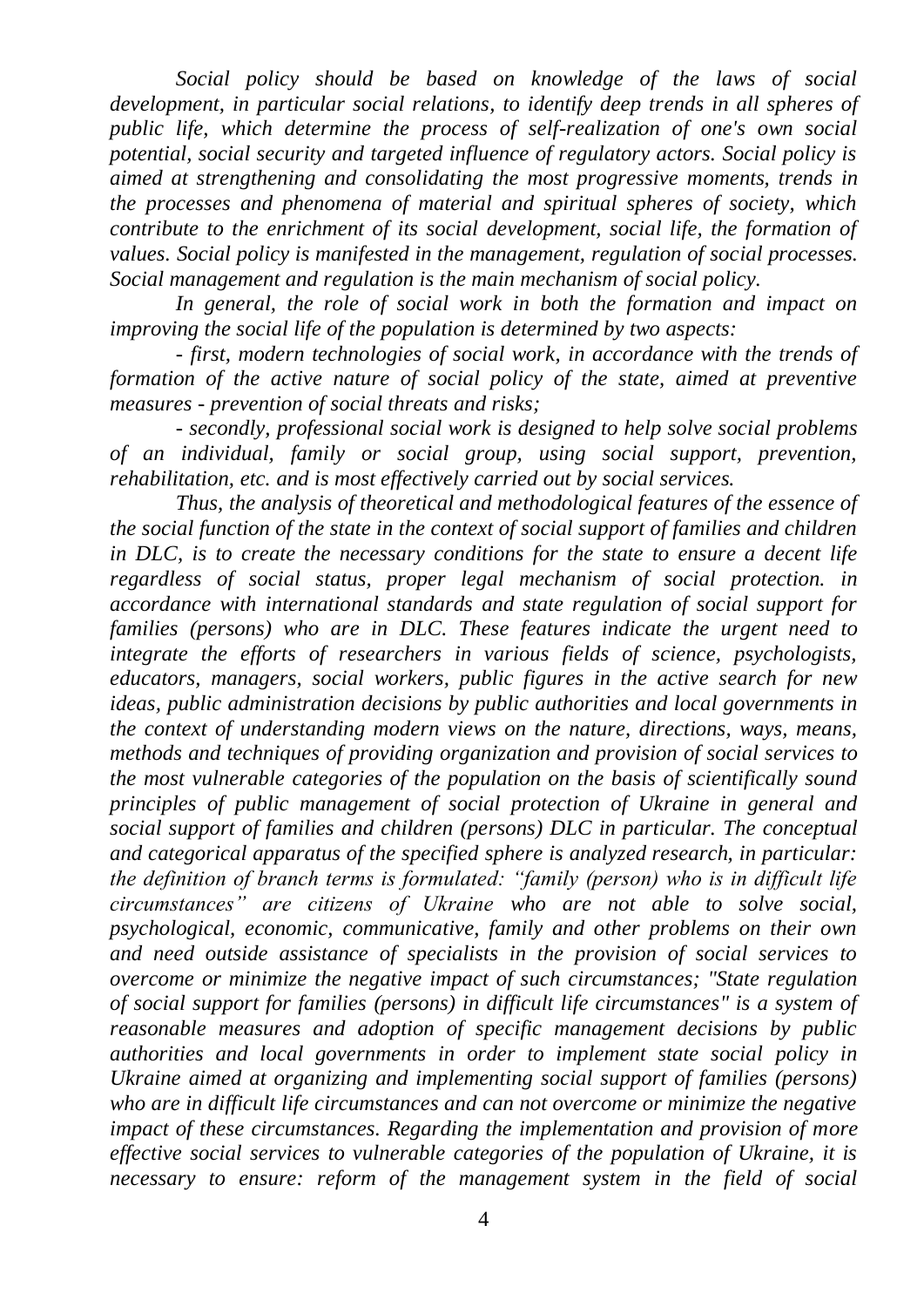*Social policy should be based on knowledge of the laws of social development, in particular social relations, to identify deep trends in all spheres of public life, which determine the process of self-realization of one's own social potential, social security and targeted influence of regulatory actors. Social policy is aimed at strengthening and consolidating the most progressive moments, trends in the processes and phenomena of material and spiritual spheres of society, which contribute to the enrichment of its social development, social life, the formation of values. Social policy is manifested in the management, regulation of social processes. Social management and regulation is the main mechanism of social policy.*

*In general, the role of social work in both the formation and impact on improving the social life of the population is determined by two aspects:*

*- first, modern technologies of social work, in accordance with the trends of formation of the active nature of social policy of the state, aimed at preventive measures - prevention of social threats and risks;*

*- secondly, professional social work is designed to help solve social problems of an individual, family or social group, using social support, prevention, rehabilitation, etc. and is most effectively carried out by social services.*

*Thus, the analysis of theoretical and methodological features of the essence of the social function of the state in the context of social support of families and children in DLC, is to create the necessary conditions for the state to ensure a decent life regardless of social status, proper legal mechanism of social protection. in accordance with international standards and state regulation of social support for families (persons) who are in DLC. These features indicate the urgent need to integrate the efforts of researchers in various fields of science, psychologists, educators, managers, social workers, public figures in the active search for new ideas, public administration decisions by public authorities and local governments in the context of understanding modern views on the nature, directions, ways, means, methods and techniques of providing organization and provision of social services to the most vulnerable categories of the population on the basis of scientifically sound principles of public management of social protection of Ukraine in general and social support of families and children (persons) DLC in particular. The conceptual and categorical apparatus of the specified sphere is analyzed research, in particular: the definition of branch terms is formulated: "family (person) who is in difficult life circumstances" are citizens of Ukraine who are not able to solve social, psychological, economic, communicative, family and other problems on their own and need outside assistance of specialists in the provision of social services to overcome or minimize the negative impact of such circumstances; "State regulation of social support for families (persons) in difficult life circumstances" is a system of reasonable measures and adoption of specific management decisions by public authorities and local governments in order to implement state social policy in Ukraine aimed at organizing and implementing social support of families (persons) who are in difficult life circumstances and can not overcome or minimize the negative impact of these circumstances. Regarding the implementation and provision of more effective social services to vulnerable categories of the population of Ukraine, it is necessary to ensure: reform of the management system in the field of social*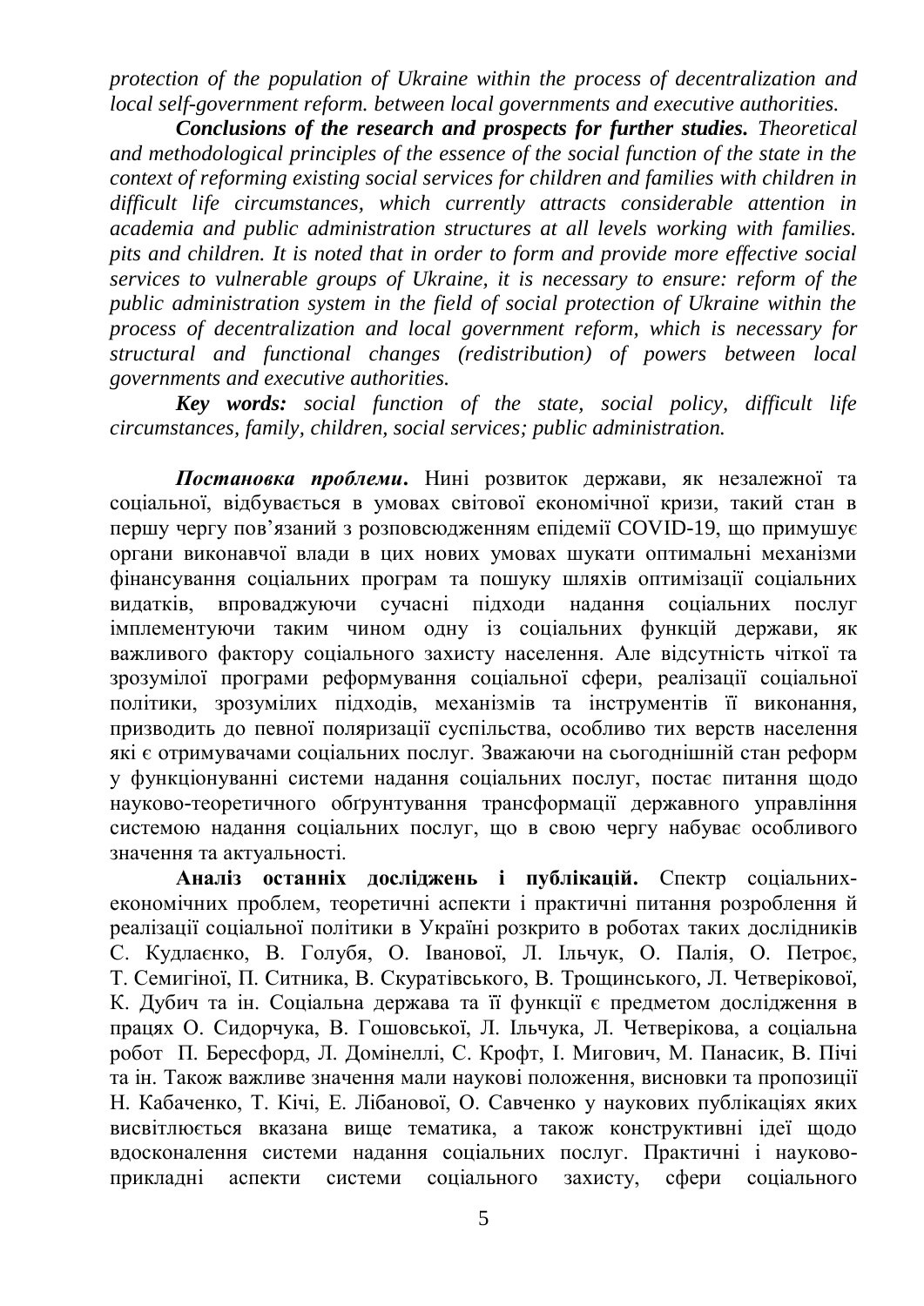*protection of the population of Ukraine within the process of decentralization and local self-government reform. between local governments and executive authorities.*

***Conclusions of the research and prospects for further studies.*** *Theoretical and methodological principles of the essence of the social function of the state in the context of reforming existing social services for children and families with children in difficult life circumstances, which currently attracts considerable attention in academia and public administration structures at all levels working with families. pits and children. It is noted that in order to form and provide more effective social services to vulnerable groups of Ukraine, it is necessary to ensure: reform of the public administration system in the field of social protection of Ukraine within the process of decentralization and local government reform, which is necessary for structural and functional changes (redistribution) of powers between local governments and executive authorities.*

***Key words:*** *social function of the state, social policy, difficult life circumstances, family, children, social services; public administration.*

***Постановка проблеми.*** Нині розвиток держави, як незалежної та соціальної, відбувається в умовах світової економічної кризи, такий стан в першу чергу пов'язаний з розповсюдженням епідемії COVID-19, що примушує органи виконавчої влади в цих нових умовах шукати оптимальні механізми фінансування соціальних програм та пошуку шляхів оптимізації соціальних видатків, впроваджуючи сучасні підходи надання соціальних послуг імплементуючи таким чином одну із соціальних функцій держави, як важливого фактору соціального захисту населення. Але відсутність чіткої та зрозумілої програми реформування соціальної сфери, реалізації соціальної політики, зрозумілих підходів, механізмів та інструментів її виконання, призводить до певної поляризації суспільства, особливо тих верств населення які є отримувачами соціальних послуг. Зважаючи на сьогоднішній стан реформ у функціонуванні системи надання соціальних послуг, постає питання щодо науково-теоретичного обґрунтування трансформації державного управління системою надання соціальних послуг, що в свою чергу набуває особливого значення та актуальності.

**Аналіз останніх досліджень і публікацій.** Спектр соціальних-економічних проблем, теоретичні аспекти і практичні питання розроблення й реалізації соціальної політики в Україні розкрито в роботах таких дослідників С. Кудлаєнко, В. Голубя, О. Іванової, Л. Ільчук, О. Палія, О. Петроє, Т. Семигіної, П. Ситника, В. Скуратівського, В. Трощинського, Л. Четверікової, К. Дубич та ін. Соціальна держава та її функції є предметом дослідження в працях О. Сидорчука, В. Гошовської, Л. Ільчука, Л. Четверікова, а соціальна робот П. Бересфорд, Л. Домінеллі, С. Крофт, І. Мигович, М. Панасик, В. Пічі та ін. Також важливе значення мали наукові положення, висновки та пропозиції Н. Кабаченко, Т. Кічі, Е. Лібанової, О. Савченко у наукових публікаціях яких висвітлюється вказана вище тематика, а також конструктивні ідеї щодо вдосконалення системи надання соціальних послуг. Практичні і науково-прикладні аспекти системи соціального захисту, сфери соціального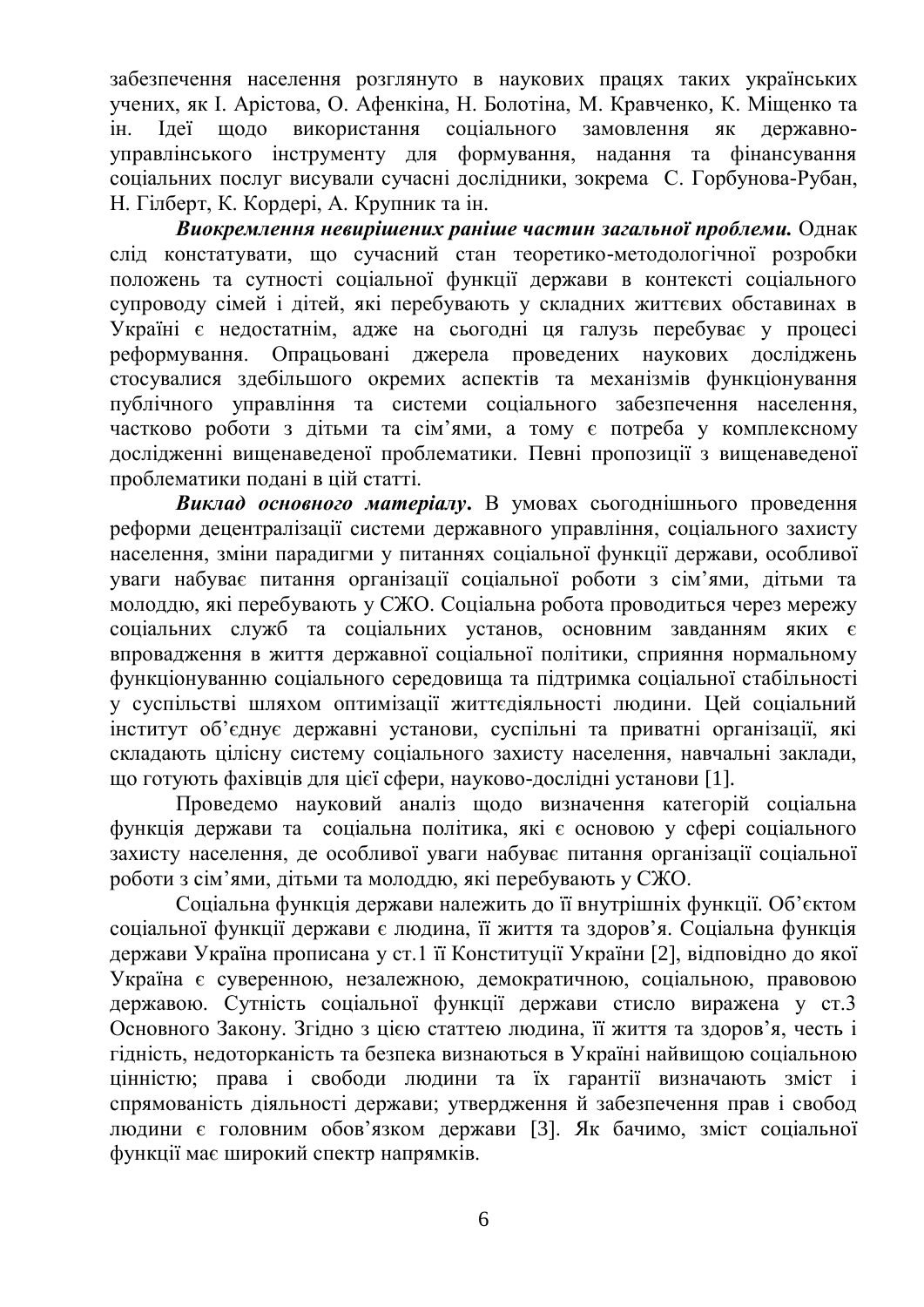забезпечення населення розглянуто в наукових працях таких українських учених, як І. Арістова, О. Афенкіна, Н. Болотіна, М. Кравченко, К. Міщенко та ін. Ідеї щодо використання соціального замовлення як державно-управлінського інструменту для формування, надання та фінансування соціальних послуг висували сучасні дослідники, зокрема С. Горбунова-Рубан, Н. Гілберт, К. Кордері, А. Крупник та ін.

***Виокремлення невирішених раніше частин загальної проблеми.*** Однак слід констатувати, що сучасний стан теоретико-методологічної розробки положень та сутності соціальної функції держави в контексті соціального супроводу сімей і дітей, які перебувають у складних життєвих обставинах в Україні є недостатнім, адже на сьогодні ця галузь перебуває у процесі реформування. Опрацьовані джерела проведених наукових досліджень стосувалися здебільшого окремих аспектів та механізмів функціонування публічного управління та системи соціального забезпечення населення, частково роботи з дітьми та сім'ями, а тому є потреба у комплексному дослідженні вищенаведеної проблематики. Певні пропозиції з вищенаведеної проблематики подані в цій статті.

***Виклад основного матеріалу.*** В умовах сьогоднішнього проведення реформи децентралізації системи державного управління, соціального захисту населення, зміни парадигми у питаннях соціальної функції держави, особливої уваги набуває питання організації соціальної роботи з сім'ями, дітьми та молоддю, які перебувають у СЖО. Соціальна робота проводиться через мережу соціальних служб та соціальних установ, основним завданням яких є впровадження в життя державної соціальної політики, сприяння нормальному функціонуванню соціального середовища та підтримка соціальної стабільності у суспільстві шляхом оптимізації життєдіяльності людини. Цей соціальний інститут об'єднує державні установи, суспільні та приватні організації, які складають цілісну систему соціального захисту населення, навчальні заклади, що готують фахівців для цієї сфери, науково-дослідні установи [1].

Проведемо науковий аналіз щодо визначення категорій соціальна функція держави та соціальна політика, які є основою у сфері соціального захисту населення, де особливої уваги набуває питання організації соціальної роботи з сім'ями, дітьми та молоддю, які перебувають у СЖО.

Соціальна функція держави належить до її внутрішніх функції. Об'єктом соціальної функції держави є людина, її життя та здоров'я. Соціальна функція держави Україна прописана у ст.1 її Конституції України [2], відповідно до якої Україна є суверенною, незалежною, демократичною, соціальною, правовою державою. Сутність соціальної функції держави стисло виражена у ст.3 Основного Закону. Згідно з цією статтею людина, її життя та здоров'я, честь і гідність, недоторканість та безпека визнаються в Україні найвищою соціальною цінністю; права і свободи людини та їх гарантії визначають зміст і спрямованість діяльності держави; утвердження й забезпечення прав і свобод людини є головним обов'язком держави [3]. Як бачимо, зміст соціальної функції має широкий спектр напрямків.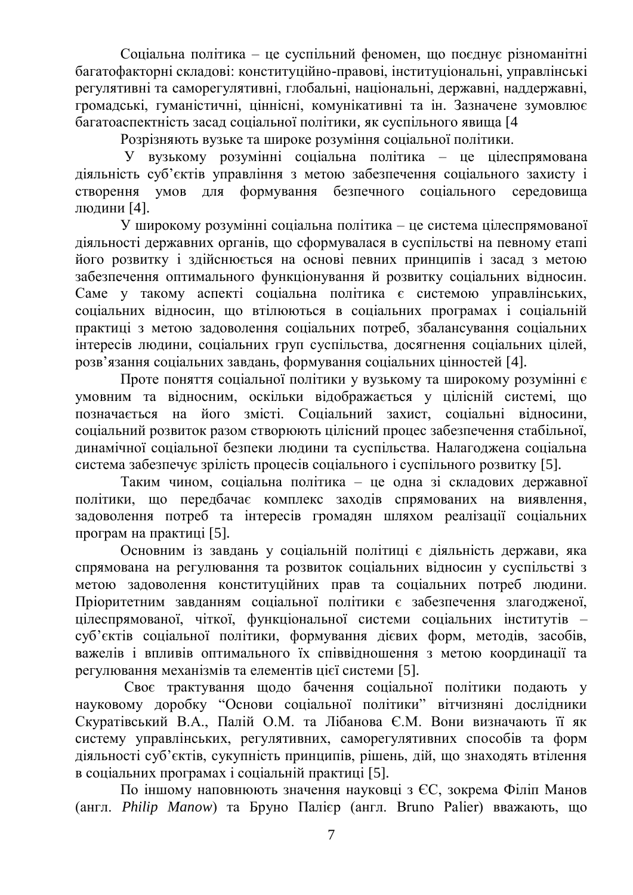Соціальна політика – це суспільний феномен, що поєднує різноманітні багатофакторні складові: конституційно-правові, інституціональні, управлінські регулятивні та саморегулятивні, глобальні, національні, державні, наддержавні, громадські, гуманістичні, ціннісні, комунікативні та ін. Зазначене зумовлює багатоаспектність засад соціальної політики, як суспільного явища [4

Розрізняють вузьке та широке розуміння соціальної політики.

У вузькому розумінні соціальна політика – це цілеспрямована діяльність суб'єктів управління з метою забезпечення соціального захисту і створення умов для формування безпечного соціального середовища людини [4].

У широкому розумінні соціальна політика – це система цілеспрямованої діяльності державних органів, що сформувалася в суспільстві на певному етапі його розвитку і здійснюється на основі певних принципів і засад з метою забезпечення оптимального функціонування й розвитку соціальних відносин. Саме у такому аспекті соціальна політика є системою управлінських, соціальних відносин, що втілюються в соціальних програмах і соціальній практиці з метою задоволення соціальних потреб, збалансування соціальних інтересів людини, соціальних груп суспільства, досягнення соціальних цілей, розв'язання соціальних завдань, формування соціальних цінностей [4].

Проте поняття соціальної політики у вузькому та широкому розумінні є умовним та відносним, оскільки відображається у цілісній системі, що позначається на його змісті. Соціальний захист, соціальні відносини, соціальний розвиток разом створюють цілісний процес забезпечення стабільної, динамічної соціальної безпеки людини та суспільства. Налагоджена соціальна система забезпечує зрілість процесів соціального і суспільного розвитку [5].

Таким чином, соціальна політика – це одна зі складових державної політики, що передбачає комплекс заходів спрямованих на виявлення, задоволення потреб та інтересів громадян шляхом реалізації соціальних програм на практиці [5].

Основним із завдань у соціальній політиці є діяльність держави, яка спрямована на регулювання та розвиток соціальних відносин у суспільстві з метою задоволення конституційних прав та соціальних потреб людини. Пріоритетним завданням соціальної політики є забезпечення злагодженої, цілеспрямованої, чіткої, функціональної системи соціальних інститутів – суб'єктів соціальної політики, формування дієвих форм, методів, засобів, важелів і впливів оптимального їх співвідношення з метою координації та регулювання механізмів та елементів цієї системи [5].

Своє трактування щодо бачення соціальної політики подають у науковому доробку "Основи соціальної політики" вітчизняні дослідники Скуратівський В.А., Палій О.М. та Лібанова Є.М. Вони визначають її як систему управлінських, регулятивних, саморегулятивних способів та форм діяльності суб'єктів, сукупність принципів, рішень, дій, що знаходять втілення в соціальних програмах і соціальній практиці [5].

По іншому наповнюють значення науковці з ЄС, зокрема Філіп Манов (англ. *Philip Manow*) та Бруно Палієр (англ. Bruno Palier) вважають, що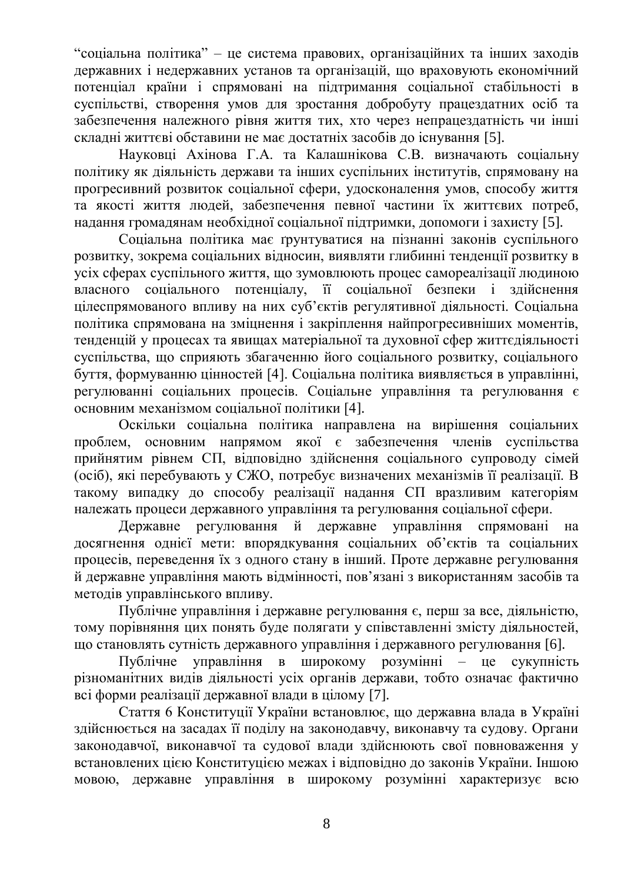“соціальна політика” – це система правових, організаційних та інших заходів державних і недержавних установ та організацій, що враховують економічний потенціал країни і спрямовані на підтримання соціальної стабільності в суспільстві, створення умов для зростання добробуту працездатних осіб та забезпечення належного рівня життя тих, хто через непрацездатність чи інші складні життєві обставини не має достатніх засобів до існування [5].

Науковці Ахінова Г.А. та Калашнікова С.В. визначають соціальну політику як діяльність держави та інших суспільних інститутів, спрямовану на прогресивний розвиток соціальної сфери, удосконалення умов, способу життя та якості життя людей, забезпечення певної частини їх життєвих потреб, надання громадянам необхідної соціальної підтримки, допомоги і захисту [5].

Соціальна політика має ґрунтуватися на пізнанні законів суспільного розвитку, зокрема соціальних відносин, виявляти глибинні тенденції розвитку в усіх сферах суспільного життя, що зумовлюють процес самореалізації людиною власного соціального потенціалу, її соціальної безпеки і здійснення цілеспрямованого впливу на них суб’єктів регулятивної діяльності. Соціальна політика спрямована на зміцнення і закріплення найпрогресивніших моментів, тенденцій у процесах та явищах матеріальної та духовної сфер життєдіяльності суспільства, що сприяють збагаченню його соціального розвитку, соціального буття, формуванню цінностей [4]. Соціальна політика виявляється в управлінні, регулюванні соціальних процесів. Соціальне управління та регулювання є основним механізмом соціальної політики [4].

Оскільки соціальна політика направлена на вирішення соціальних проблем, основним напрямом якої є забезпечення членів суспільства прийнятим рівнем СП, відповідно здійснення соціального супроводу сімей (осіб), які перебувають у СЖО, потребує визначених механізмів її реалізації. В такому випадку до способу реалізації надання СП вразливим категоріям належать процеси державного управління та регулювання соціальної сфери.

Державне регулювання й державне управління спрямовані на досягнення однієї мети: впорядкування соціальних об’єктів та соціальних процесів, переведення їх з одного стану в інший. Проте державне регулювання й державне управління мають відмінності, пов’язані з використанням засобів та методів управлінського впливу.

Публічне управління і державне регулювання є, перш за все, діяльністю, тому порівняння цих понять буде полягати у співставленні змісту діяльностей, що становлять сутність державного управління і державного регулювання [6].

Публічне управління в широкому розумінні – це сукупність різноманітних видів діяльності усіх органів держави, тобто означає фактично всі форми реалізації державної влади в цілому [7].

Стаття 6 Конституції України встановлює, що державна влада в Україні здійснюється на засадах її поділу на законодавчу, виконавчу та судову. Органи законодавчої, виконавчої та судової влади здійснюють свої повноваження у встановлених цією Конституцією межах і відповідно до законів України. Іншою мовою, державне управління в широкому розумінні характеризує всю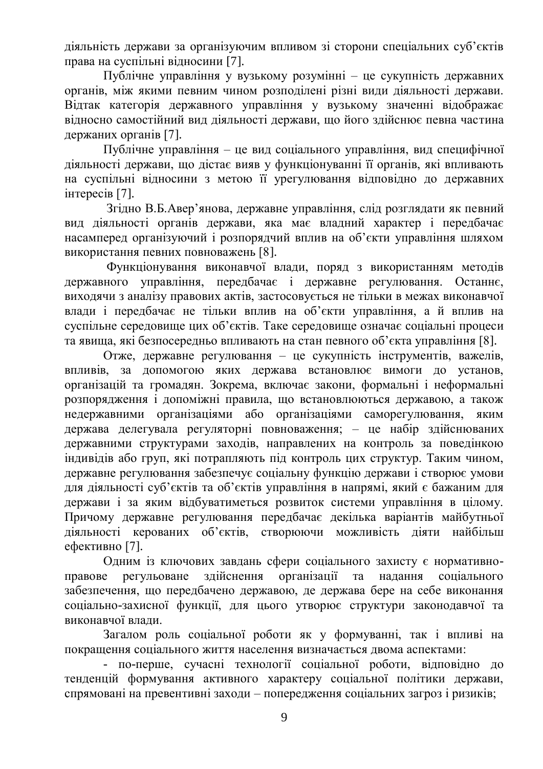діяльність держави за організуючим впливом зі сторони спеціальних суб'єктів права на суспільні відносини [7].

Публічне управління у вузькому розумінні – це сукупність державних органів, між якими певним чином розподілені різні види діяльності держави. Відтак категорія державного управління у вузькому значенні відображає відносно самостійний вид діяльності держави, що його здійснює певна частина держаних органів [7].

Публічне управління – це вид соціального управління, вид специфічної діяльності держави, що дістає вияв у функціонуванні її органів, які впливають на суспільні відносини з метою її урегулювання відповідно до державних інтересів [7].

Згідно В.Б.Авер'янова, державне управління, слід розглядати як певний вид діяльності органів держави, яка має владний характер і передбачає насамперед організуючий і розпорядчий вплив на об'єкти управління шляхом використання певних повноважень [8].

Функціонування виконавчої влади, поряд з використанням методів державного управління, передбачає і державне регулювання. Останнє, виходячи з аналізу правових актів, застосовується не тільки в межах виконавчої влади і передбачає не тільки вплив на об'єкти управління, а й вплив на суспільне середовище цих об'єктів. Таке середовище означає соціальні процеси та явища, які безпосередньо впливають на стан певного об'єкта управління [8].

Отже, державне регулювання – це сукупність інструментів, важелів, впливів, за допомогою яких держава встановлює вимоги до установ, організацій та громадян. Зокрема, включає закони, формальні і неформальні розпорядження і допоміжні правила, що встановлюються державою, а також недержавними організаціями або організаціями саморегулювання, яким держава делегувала регуляторні повноваження; – це набір здійснюваних державними структурами заходів, направлених на контроль за поведінкою індивідів або груп, які потрапляють під контроль цих структур. Таким чином, державне регулювання забезпечує соціальну функцію держави і створює умови для діяльності суб'єктів та об'єктів управління в напрямі, який є бажаним для держави і за яким відбуватиметься розвиток системи управління в цілому. Причому державне регулювання передбачає декілька варіантів майбутньої діяльності керованих об'єктів, створюючи можливість діяти найбільш ефективно [7].

Одним із ключових завдань сфери соціального захисту є нормативно-правове регульоване здійснення організації та надання соціального забезпечення, що передбачено державою, де держава бере на себе виконання соціально-захисної функції, для цього утворює структури законодавчої та виконавчої влади.

Загалом роль соціальної роботи як у формуванні, так і впливі на покращення соціального життя населення визначається двома аспектами:

- по-перше, сучасні технології соціальної роботи, відповідно до тенденцій формування активного характеру соціальної політики держави, спрямовані на превентивні заходи – попередження соціальних загроз і ризиків;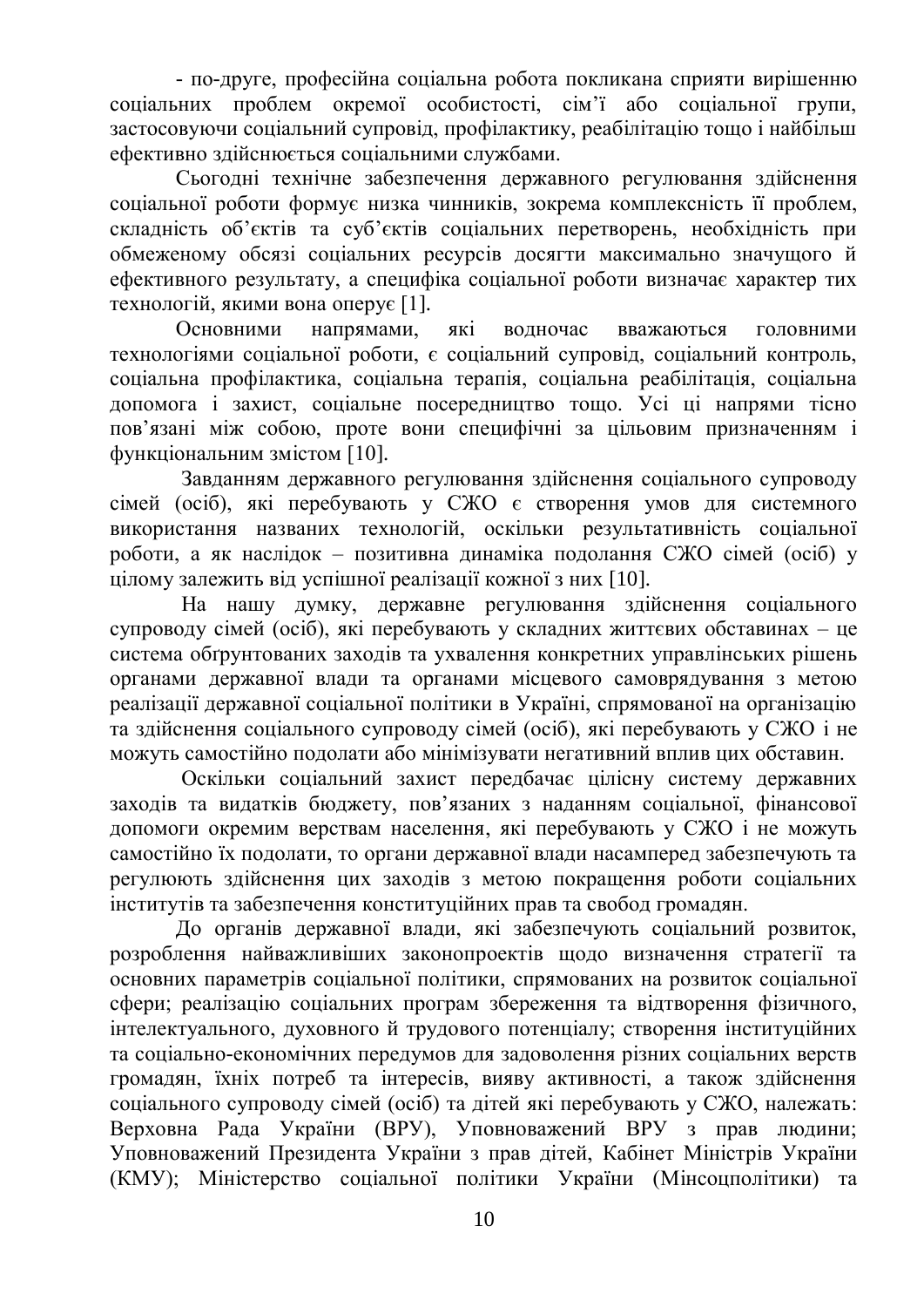- по-друге, професійна соціальна робота покликана сприяти вирішенню соціальних проблем окремої особистості, сім'ї або соціальної групи, застосовуючи соціальний супровід, профілактику, реабілітацію тощо і найбільш ефективно здійснюється соціальними службами.

Сьогодні технічне забезпечення державного регулювання здійснення соціальної роботи формує низка чинників, зокрема комплексність її проблем, складність об'єктів та суб'єктів соціальних перетворень, необхідність при обмеженому обсязі соціальних ресурсів досягти максимально значущого й ефективного результату, а специфіка соціальної роботи визначає характер тих технологій, якими вона оперує [1].

Основними напрямами, які водночас вважаються головними технологіями соціальної роботи, є соціальний супровід, соціальний контроль, соціальна профілактика, соціальна терапія, соціальна реабілітація, соціальна допомога і захист, соціальне посередництво тощо. Усі ці напрями тісно пов'язані між собою, проте вони специфічні за цільовим призначенням і функціональним змістом [10].

Завданням державного регулювання здійснення соціального супроводу сімей (осіб), які перебувають у СЖО є створення умов для системного використання названих технологій, оскільки результативність соціальної роботи, а як наслідок – позитивна динаміка подолання СЖО сімей (осіб) у цілому залежить від успішної реалізації кожної з них [10].

На нашу думку, державне регулювання здійснення соціального супроводу сімей (осіб), які перебувають у складних життєвих обставинах – це система обґрунтованих заходів та ухвалення конкретних управлінських рішень органами державної влади та органами місцевого самоврядування з метою реалізації державної соціальної політики в Україні, спрямованої на організацію та здійснення соціального супроводу сімей (осіб), які перебувають у СЖО і не можуть самостійно подолати або мінімізувати негативний вплив цих обставин.

Оскільки соціальний захист передбачає цілісну систему державних заходів та видатків бюджету, пов'язаних з наданням соціальної, фінансової допомоги окремим верствам населення, які перебувають у СЖО і не можуть самостійно їх подолати, то органи державної влади насамперед забезпечують та регулюють здійснення цих заходів з метою покращення роботи соціальних інститутів та забезпечення конституційних прав та свобод громадян.

До органів державної влади, які забезпечують соціальний розвиток, розроблення найважливіших законопроектів щодо визначення стратегії та основних параметрів соціальної політики, спрямованих на розвиток соціальної сфери; реалізацію соціальних програм збереження та відтворення фізичного, інтелектуального, духовного й трудового потенціалу; створення інституційних та соціально-економічних передумов для задоволення різних соціальних верств громадян, їхніх потреб та інтересів, вияву активності, а також здійснення соціального супроводу сімей (осіб) та дітей які перебувають у СЖО, належать: Верховна Рада України (ВРУ), Уповноважений ВРУ з прав людини; Уповноважений Президента України з прав дітей, Кабінет Міністрів України (КМУ); Міністерство соціальної політики України (Мінсоцполітики) та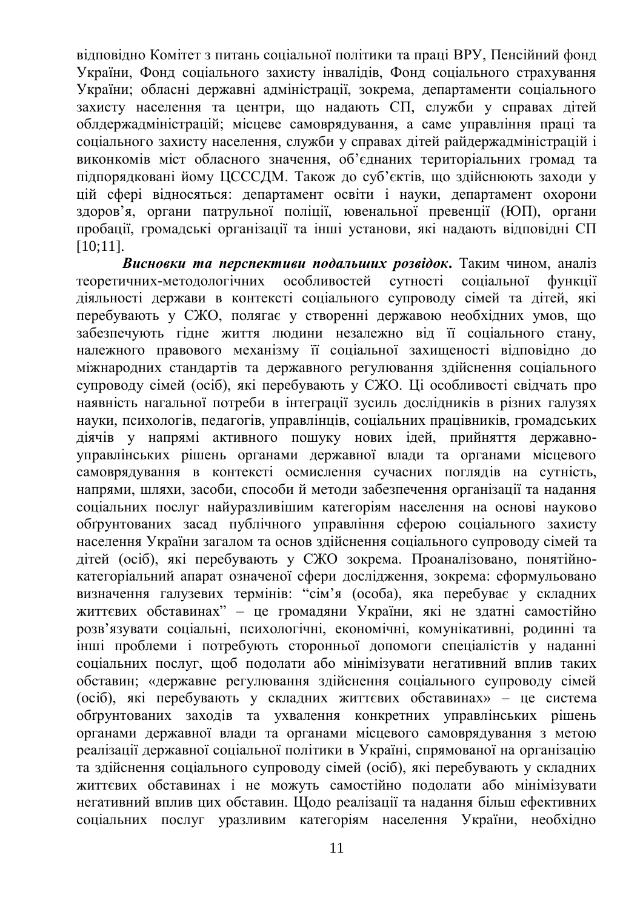відповідно Комітет з питань соціальної політики та праці ВРУ, Пенсійний фонд України, Фонд соціального захисту інвалідів, Фонд соціального страхування України; обласні державні адміністрації, зокрема, департаменти соціального захисту населення та центри, що надають СП, служби у справах дітей облдержадміністрацій; місцеве самоврядування, а саме управління праці та соціального захисту населення, служби у справах дітей райдержадміністрацій і виконкомів міст обласного значення, об'єднаних територіальних громад та підпорядковані йому ЦСССДМ. Також до суб'єктів, що здійснюють заходи у цій сфері відносяться: департамент освіти і науки, департамент охорони здоров'я, органи патрульної поліції, ювенальної превенції (ЮП), органи пробації, громадські організації та інші установи, які надають відповідні СП [10;11].

***Висновки та перспективи подальших розвідок***. Таким чином, аналіз теоретичних-методологічних особливостей сутності соціальної функції діяльності держави в контексті соціального супроводу сімей та дітей, які перебувають у СЖО, полягає у створенні державою необхідних умов, що забезпечують гідне життя людини незалежно від її соціального стану, належного правового механізму її соціальної захищеності відповідно до міжнародних стандартів та державного регулювання здійснення соціального супроводу сімей (осіб), які перебувають у СЖО. Ці особливості свідчать про наявність нагальної потреби в інтеграції зусиль дослідників в різних галузях науки, психологів, педагогів, управлінців, соціальних працівників, громадських діячів у напрямі активного пошуку нових ідей, прийняття державно-управлінських рішень органами державної влади та органами місцевого самоврядування в контексті осмислення сучасних поглядів на сутність, напрями, шляхи, засоби, способи й методи забезпечення організації та надання соціальних послуг найуразливішим категоріям населення на основі науково обґрунтованих засад публічного управління сферою соціального захисту населення України загалом та основ здійснення соціального супроводу сімей та дітей (осіб), які перебувають у СЖО зокрема. Проаналізовано, понятійно-категоріальний апарат означеної сфери дослідження, зокрема: сформульовано визначення галузевих термінів: "сім'я (особа), яка перебуває у складних життєвих обставинах" – це громадяни України, які не здатні самостійно розв'язувати соціальні, психологічні, економічні, комунікативні, родинні та інші проблеми і потребують сторонньої допомоги спеціалістів у наданні соціальних послуг, щоб подолати або мінімізувати негативний вплив таких обставин; «державне регулювання здійснення соціального супроводу сімей (осіб), які перебувають у складних життєвих обставинах» – це система обґрунтованих заходів та ухвалення конкретних управлінських рішень органами державної влади та органами місцевого самоврядування з метою реалізації державної соціальної політики в Україні, спрямованої на організацію та здійснення соціального супроводу сімей (осіб), які перебувають у складних життєвих обставинах і не можуть самостійно подолати або мінімізувати негативний вплив цих обставин. Щодо реалізації та надання більш ефективних соціальних послуг уразливим категоріям населення України, необхідно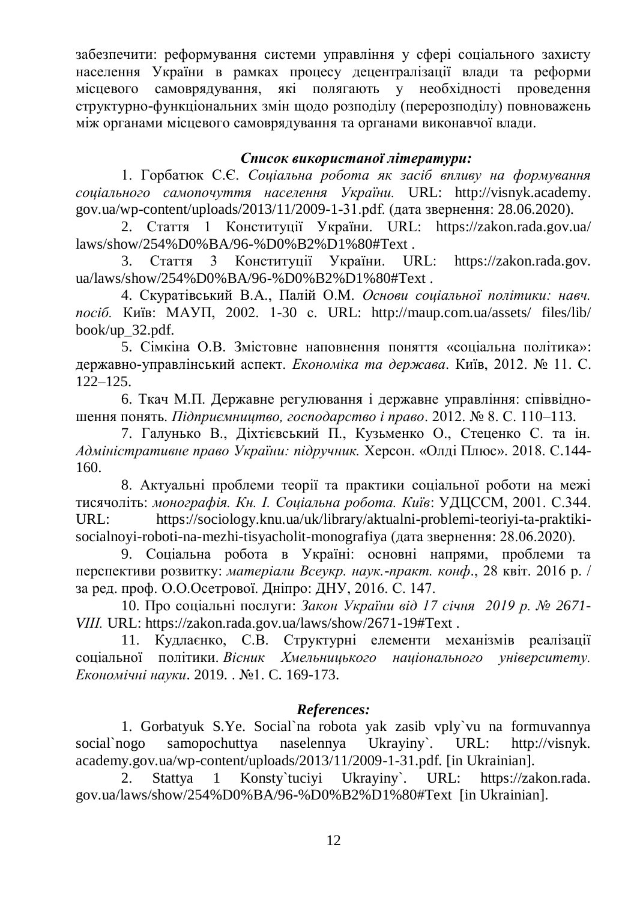забезпечити: реформування системи управління у сфері соціального захисту населення України в рамках процесу децентралізації влади та реформи місцевого самоврядування, які полягають у необхідності проведення структурно-функціональних змін щодо розподілу (перерозподілу) повноважень між органами місцевого самоврядування та органами виконавчої влади.

***Список використаної літератури:***

1. Горбатюк С.Є. *Соціальна робота як засіб впливу на формування соціального самопочуття населення України.* URL: http://visnyk.academy.gov.ua/wp-content/uploads/2013/11/2009-1-31.pdf. (дата звернення: 28.06.2020).
2. Стаття 1 Конституції України. URL: https://zakon.rada.gov.ua/laws/show/254%D0%BA/96-%D0%B2%D1%80#Text .
3. Стаття 3 Конституції України. URL: https://zakon.rada.gov.ua/laws/show/254%D0%BA/96-%D0%B2%D1%80#Text .
4. Скуратівський В.А., Палій О.М. *Основи соціальної політики: навч. посіб.* Київ: МАУП, 2002. 1-30 с. URL: http://maup.com.ua/assets/ files/lib/book/up_32.pdf.
5. Сімкіна О.В. Змістовне наповнення поняття «соціальна політика»: державно-управлінський аспект. *Економіка та держава*. Київ, 2012. № 11. С. 122–125.
6. Ткач М.П. Державне регулювання і державне управління: співвідношення понять. *Підприємництво, господарство і право*. 2012. № 8. С. 110–113.
7. Галунько В., Діхтієвський П., Кузьменко О., Стеценко С. та ін. *Адміністративне право України: підручник.* Херсон. «Олді Плюс». 2018. С.144-160.
8. Актуальні проблеми теорії та практики соціальної роботи на межі тисячоліть: *монографія. Кн. I. Соціальна робота. Київ*: УДЦССМ, 2001. С.344. URL: https://sociology.knu.ua/uk/library/aktualni-problemi-teoriyi-ta-praktiki-socialnoyi-roboti-na-mezhi-tisyacholit-monografiya (дата звернення: 28.06.2020).
9. Соціальна робота в Україні: основні напрями, проблеми та перспективи розвитку: *матеріали Всеукр. наук.-практ. конф*., 28 квіт. 2016 р. / за ред. проф. О.О.Осетрової. Дніпро: ДНУ, 2016. С. 147.
10. Про соціальні послуги: *Закон України від 17 січня 2019 р. № 2671-VIII.* URL: https://zakon.rada.gov.ua/laws/show/2671-19#Text .
11. Кудлаєнко, С.В. Структурні елементи механізмів реалізації соціальної політики. *Вісник Хмельницького національного університету. Економічні науки*. 2019. . №1. С. 169-173.

***References:***

1. Gorbatyuk S.Ye. Social`na robota yak zasib vply`vu na formuvannya social`nogo samopochuttya naselennya Ukrayiny`. URL: http://visnyk.academy.gov.ua/wp-content/uploads/2013/11/2009-1-31.pdf. [in Ukrainian].
2. Stattya 1 Konsty`tuciyi Ukrayiny`. URL: https://zakon.rada.gov.ua/laws/show/254%D0%BA/96-%D0%B2%D1%80#Text [in Ukrainian].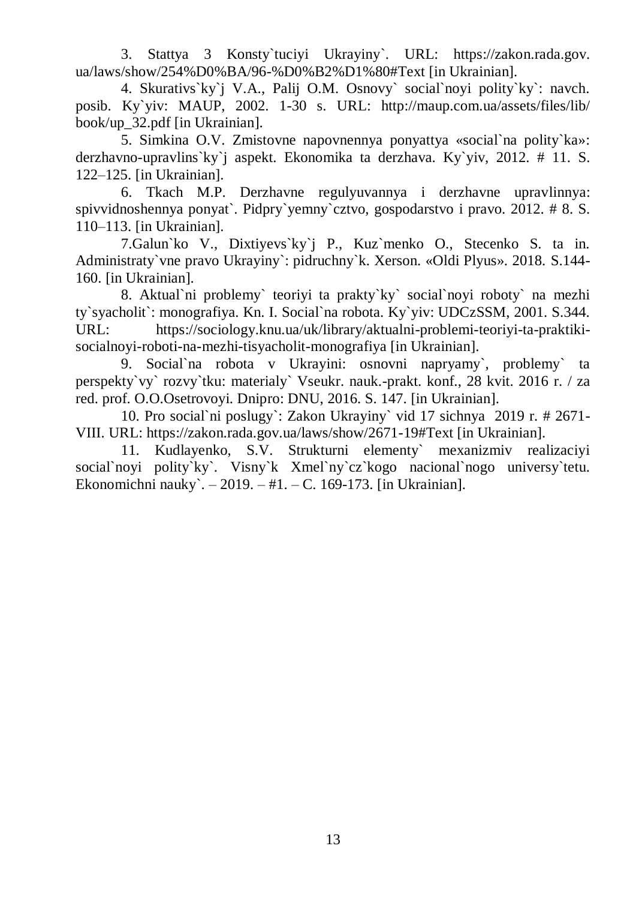3. Stattya 3 Konsty`tuciyi Ukrayiny`. URL: https://zakon.rada.gov.ua/laws/show/254%D0%BA/96-%D0%B2%D1%80#Text [in Ukrainian].

4. Skurativs`ky`j V.A., Palij O.M. Osnovy` social`noyi polity`ky`: navch. posib. Ky`yiv: MAUP, 2002. 1-30 s. URL: http://maup.com.ua/assets/files/lib/book/up_32.pdf [in Ukrainian].

5. Simkina O.V. Zmistovne napovnennya ponyattya «social`na polity`ka»: derzhavno-upravlins`ky`j aspekt. Ekonomika ta derzhava. Ky`yiv, 2012. # 11. S. 122–125. [in Ukrainian].

6. Tkach M.P. Derzhavne regulyuvannya i derzhavne upravlinnya: spivvidnoshennya ponyat`. Pidpry`yemny`cztvo, gospodarstvo i pravo. 2012. # 8. S. 110–113. [in Ukrainian].

7.Galun`ko V., Dixtiyevs`ky`j P., Kuz`menko O., Stecenko S. ta in. Administraty`vne pravo Ukrayiny`: pidruchny`k. Xerson. «Oldi Plyus». 2018. S.144-160. [in Ukrainian].

8. Aktual`ni problemy` teoriyi ta prakty`ky` social`noyi roboty` na mezhi ty`syacholit`: monografiya. Kn. I. Social`na robota. Ky`yiv: UDCzSSM, 2001. S.344. URL: https://sociology.knu.ua/uk/library/aktualni-problemi-teoriyi-ta-praktiki-socialnoyi-roboti-na-mezhi-tisyacholit-monografiya [in Ukrainian].

9. Social`na robota v Ukrayini: osnovni napryamy`, problemy` ta perspekty`vy` rozvy`tku: materialy` Vseukr. nauk.-prakt. konf., 28 kvit. 2016 r. / za red. prof. O.O.Osetrovoyi. Dnipro: DNU, 2016. S. 147. [in Ukrainian].

10. Pro social`ni poslugy`: Zakon Ukrayiny` vid 17 sichnya 2019 r. # 2671-VIII. URL: https://zakon.rada.gov.ua/laws/show/2671-19#Text [in Ukrainian].

11. Kudlayenko, S.V. Strukturni elementy` mexanizmiv realizaciyi social`noyi polity`ky`. Visny`k Xmel`ny`cz`kogo nacional`nogo universy`tetu. Ekonomichni nauky`. – 2019. – #1. – C. 169-173. [in Ukrainian].